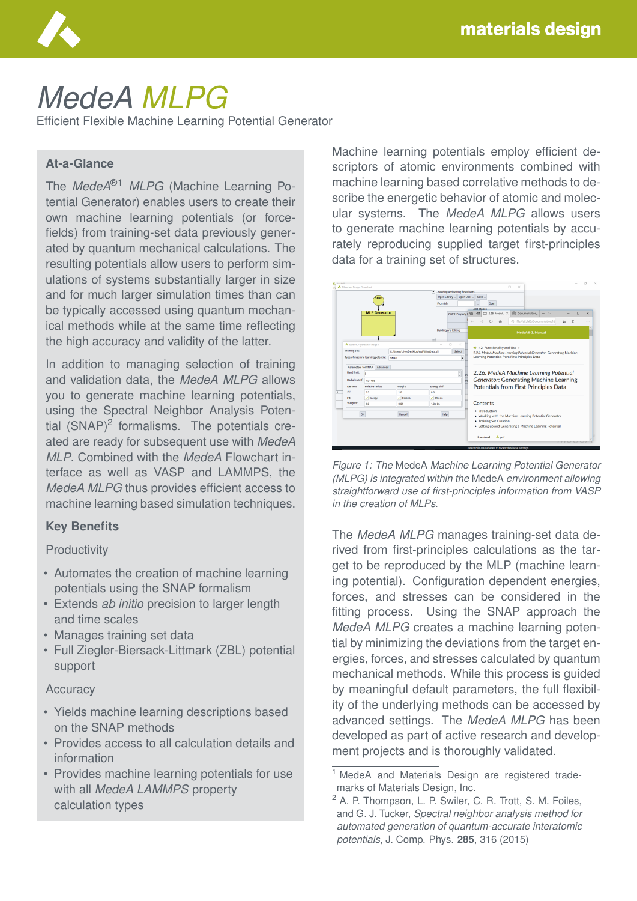# MedeA MLPG

Efficient Flexible Machine Learning Potential Generator

## At-a-Glance

The *MedeA*®[1] *MLPG* (Machine Learning Potential Generator) enables users to create their own machine learning potentials (or forcefields) from training-set data previously generated by quantum mechanical calculations. The resulting potentials allow users to perform simulations of systems substantially larger in size and for much larger simulation times than can be typically accessed using quantum mechanical methods while at the same time reflecting the high accuracy and validity of the latter.

In addition to managing selection of training and validation data, the *MedeA MLPG* allows you to generate machine learning potentials, using the Spectral Neighbor Analysis Potential (SNAP)[2] formalisms. The potentials created are ready for subsequent use with *MedeA MLP*. Combined with the *MedeA* Flowchart interface as well as VASP and LAMMPS, the *MedeA MLPG* thus provides efficient access to machine learning based simulation techniques.

### Key Benefits

Productivity

- Automates the creation of machine learning potentials using the SNAP formalism
- Extends *ab initio* precision to larger length and time scales
- Manages training set data
- Full Ziegler-Biersack-Littmark (ZBL) potential support

Accuracy

- Yields machine learning descriptions based on the SNAP methods
- Provides access to all calculation details and information
- Provides machine learning potentials for use with all *MedeA LAMMPS* property calculation types

Machine learning potentials employ efficient descriptors of atomic environments combined with machine learning based correlative methods to describe the energetic behavior of atomic and molecular systems. The *MedeA MLPG* allows users to generate machine learning potentials by accurately reproducing supplied target first-principles data for a training set of structures.

*Figure 1: The* MedeA *Machine Learning Potential Generator (MLPG) is integrated within the* MedeA *environment allowing straightforward use of first-principles information from VASP in the creation of MLPs.*

The *MedeA MLPG* manages training-set data derived from first-principles calculations as the target to be reproduced by the MLP (machine learning potential). Configuration dependent energies, forces, and stresses can be considered in the fitting process. Using the SNAP approach the *MedeA MLPG* creates a machine learning potential by minimizing the deviations from the target energies, forces, and stresses calculated by quantum mechanical methods. While this process is guided by meaningful default parameters, the full flexibility of the underlying methods can be accessed by advanced settings. The *MedeA MLPG* has been developed as part of active research and development projects and is thoroughly validated.

---

[1] MedeA and Materials Design are registered trademarks of Materials Design, Inc.

[2] A. P. Thompson, L. P. Swiler, C. R. Trott, S. M. Foiles, and G. J. Tucker, *Spectral neighbor analysis method for automated generation of quantum-accurate interatomic potentials*, J. Comp. Phys. **285**, 316 (2015)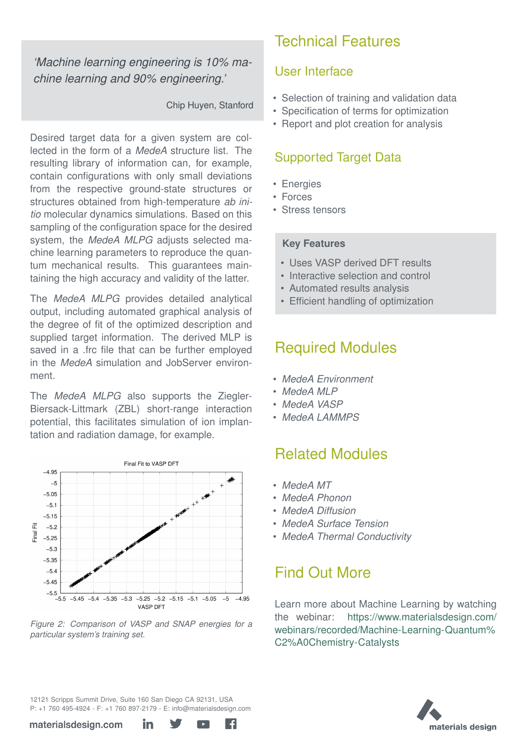> *'Machine learning engineering is 10% machine learning and 90% engineering.'*
>
> Chip Huyen, Stanford

Desired target data for a given system are collected in the form of a *MedeA* structure list. The resulting library of information can, for example, contain configurations with only small deviations from the respective ground-state structures or structures obtained from high-temperature *ab initio* molecular dynamics simulations. Based on this sampling of the configuration space for the desired system, the *MedeA MLPG* adjusts selected machine learning parameters to reproduce the quantum mechanical results. This guarantees maintaining the high accuracy and validity of the latter.

The *MedeA MLPG* provides detailed analytical output, including automated graphical analysis of the degree of fit of the optimized description and supplied target information. The derived MLP is saved in a .frc file that can be further employed in the *MedeA* simulation and JobServer environment.

The *MedeA MLPG* also supports the Ziegler-Biersack-Littmark (ZBL) short-range interaction potential, this facilitates simulation of ion implantation and radiation damage, for example.

Final Fit to VASP DFT

Final Fit

VASP DFT

−4.95
−5
−5.05
−5.1
−5.15
−5.2
−5.25
−5.3
−5.35
−5.4
−5.45
−5.5

−5.5 −5.45 −5.4 −5.35 −5.3 −5.25 −5.2 −5.15 −5.1 −5.05 −5 −4.95

*Figure 2: Comparison of VASP and SNAP energies for a particular system's training set.*

# Technical Features

## User Interface

- Selection of training and validation data
- Specification of terms for optimization
- Report and plot creation for analysis

## Supported Target Data

- Energies
- Forces
- Stress tensors

### Key Features

- Uses VASP derived DFT results
- Interactive selection and control
- Automated results analysis
- Efficient handling of optimization

# Required Modules

- *MedeA Environment*
- *MedeA MLP*
- *MedeA VASP*
- *MedeA LAMMPS*

# Related Modules

- *MedeA MT*
- *MedeA Phonon*
- *MedeA Diffusion*
- *MedeA Surface Tension*
- *MedeA Thermal Conductivity*

# Find Out More

Learn more about Machine Learning by watching the webinar: https://www.materialsdesign.com/webinars/recorded/Machine-Learning-Quantum%C2%A0Chemistry-Catalysts

12121 Scripps Summit Drive, Suite 160 San Diego CA 92131, USA
P: +1 760 495-4924 - F: +1 760 897-2179 - E: info@materialsdesign.com

materialsdesign.com

materials design